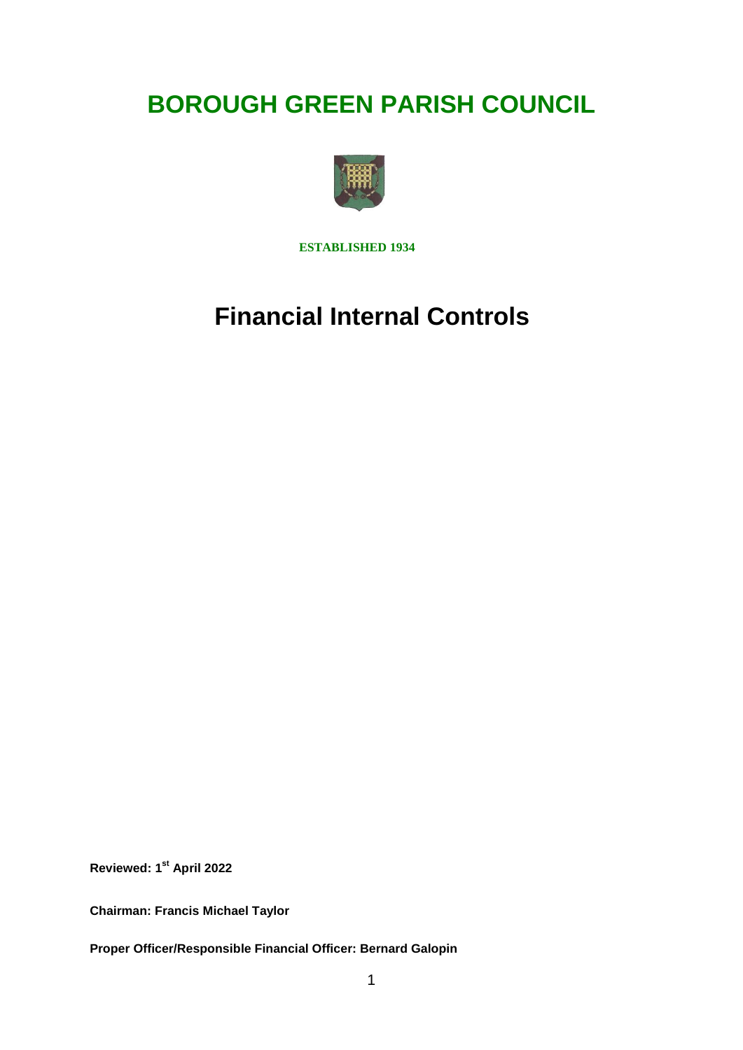# BOROUGH GREEN PARISH COUNCIL

**ESTABLISHED 1934**

# Financial Internal Controls

**Reviewed: 1st April 2022**

**Chairman: Francis Michael Taylor**

**Proper Officer/Responsible Financial Officer: Bernard Galopin**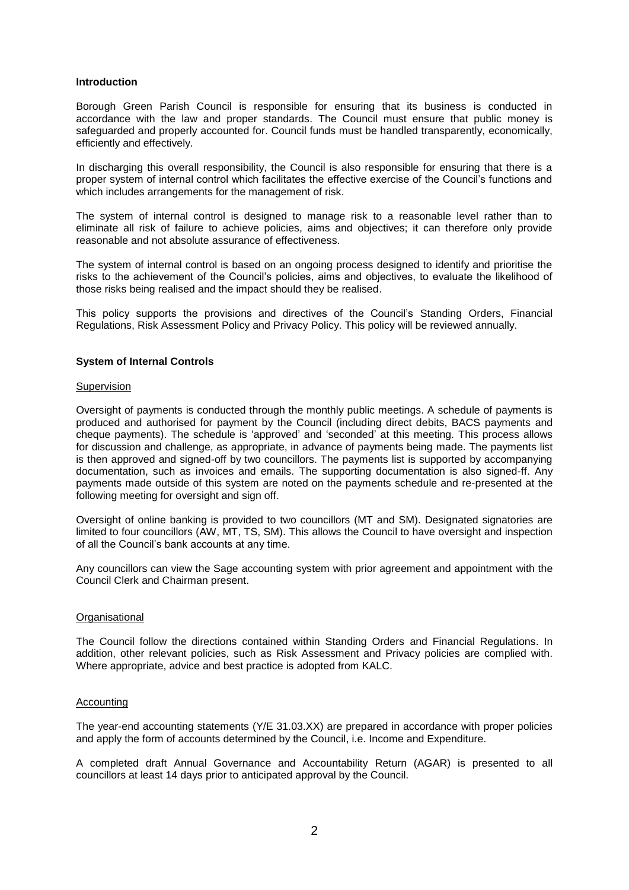**Introduction**

Borough Green Parish Council is responsible for ensuring that its business is conducted in accordance with the law and proper standards. The Council must ensure that public money is safeguarded and properly accounted for. Council funds must be handled transparently, economically, efficiently and effectively.

In discharging this overall responsibility, the Council is also responsible for ensuring that there is a proper system of internal control which facilitates the effective exercise of the Council's functions and which includes arrangements for the management of risk.

The system of internal control is designed to manage risk to a reasonable level rather than to eliminate all risk of failure to achieve policies, aims and objectives; it can therefore only provide reasonable and not absolute assurance of effectiveness.

The system of internal control is based on an ongoing process designed to identify and prioritise the risks to the achievement of the Council's policies, aims and objectives, to evaluate the likelihood of those risks being realised and the impact should they be realised.

This policy supports the provisions and directives of the Council's Standing Orders, Financial Regulations, Risk Assessment Policy and Privacy Policy. This policy will be reviewed annually.

**System of Internal Controls**

Supervision

Oversight of payments is conducted through the monthly public meetings. A schedule of payments is produced and authorised for payment by the Council (including direct debits, BACS payments and cheque payments). The schedule is 'approved' and 'seconded' at this meeting. This process allows for discussion and challenge, as appropriate, in advance of payments being made. The payments list is then approved and signed-off by two councillors. The payments list is supported by accompanying documentation, such as invoices and emails. The supporting documentation is also signed-ff. Any payments made outside of this system are noted on the payments schedule and re-presented at the following meeting for oversight and sign off.

Oversight of online banking is provided to two councillors (MT and SM). Designated signatories are limited to four councillors (AW, MT, TS, SM). This allows the Council to have oversight and inspection of all the Council's bank accounts at any time.

Any councillors can view the Sage accounting system with prior agreement and appointment with the Council Clerk and Chairman present.

Organisational

The Council follow the directions contained within Standing Orders and Financial Regulations. In addition, other relevant policies, such as Risk Assessment and Privacy policies are complied with. Where appropriate, advice and best practice is adopted from KALC.

Accounting

The year-end accounting statements (Y/E 31.03.XX) are prepared in accordance with proper policies and apply the form of accounts determined by the Council, i.e. Income and Expenditure.

A completed draft Annual Governance and Accountability Return (AGAR) is presented to all councillors at least 14 days prior to anticipated approval by the Council.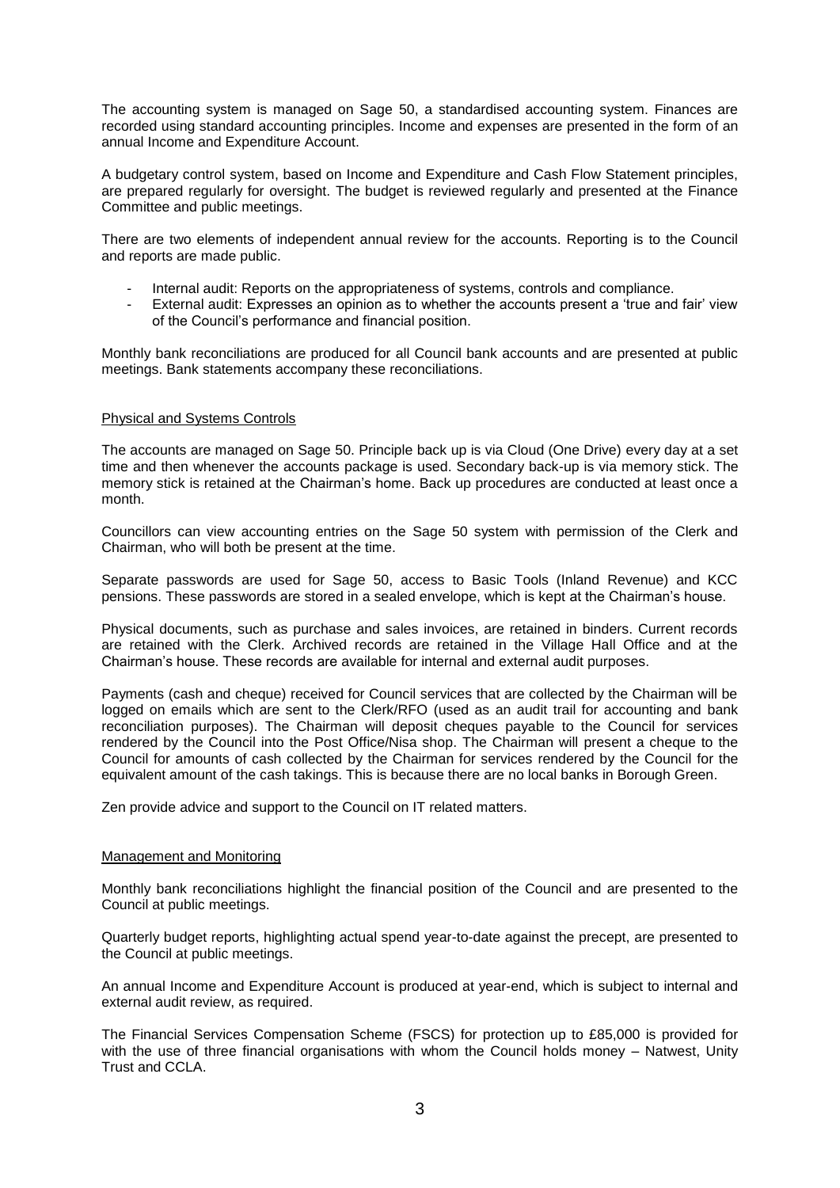The accounting system is managed on Sage 50, a standardised accounting system. Finances are recorded using standard accounting principles. Income and expenses are presented in the form of an annual Income and Expenditure Account.

A budgetary control system, based on Income and Expenditure and Cash Flow Statement principles, are prepared regularly for oversight. The budget is reviewed regularly and presented at the Finance Committee and public meetings.

There are two elements of independent annual review for the accounts. Reporting is to the Council and reports are made public.

- Internal audit: Reports on the appropriateness of systems, controls and compliance.
- External audit: Expresses an opinion as to whether the accounts present a 'true and fair' view of the Council's performance and financial position.

Monthly bank reconciliations are produced for all Council bank accounts and are presented at public meetings. Bank statements accompany these reconciliations.

## Physical and Systems Controls

The accounts are managed on Sage 50. Principle back up is via Cloud (One Drive) every day at a set time and then whenever the accounts package is used. Secondary back-up is via memory stick. The memory stick is retained at the Chairman's home. Back up procedures are conducted at least once a month.

Councillors can view accounting entries on the Sage 50 system with permission of the Clerk and Chairman, who will both be present at the time.

Separate passwords are used for Sage 50, access to Basic Tools (Inland Revenue) and KCC pensions. These passwords are stored in a sealed envelope, which is kept at the Chairman's house.

Physical documents, such as purchase and sales invoices, are retained in binders. Current records are retained with the Clerk. Archived records are retained in the Village Hall Office and at the Chairman's house. These records are available for internal and external audit purposes.

Payments (cash and cheque) received for Council services that are collected by the Chairman will be logged on emails which are sent to the Clerk/RFO (used as an audit trail for accounting and bank reconciliation purposes). The Chairman will deposit cheques payable to the Council for services rendered by the Council into the Post Office/Nisa shop. The Chairman will present a cheque to the Council for amounts of cash collected by the Chairman for services rendered by the Council for the equivalent amount of the cash takings. This is because there are no local banks in Borough Green.

Zen provide advice and support to the Council on IT related matters.

## Management and Monitoring

Monthly bank reconciliations highlight the financial position of the Council and are presented to the Council at public meetings.

Quarterly budget reports, highlighting actual spend year-to-date against the precept, are presented to the Council at public meetings.

An annual Income and Expenditure Account is produced at year-end, which is subject to internal and external audit review, as required.

The Financial Services Compensation Scheme (FSCS) for protection up to £85,000 is provided for with the use of three financial organisations with whom the Council holds money – Natwest, Unity Trust and CCLA.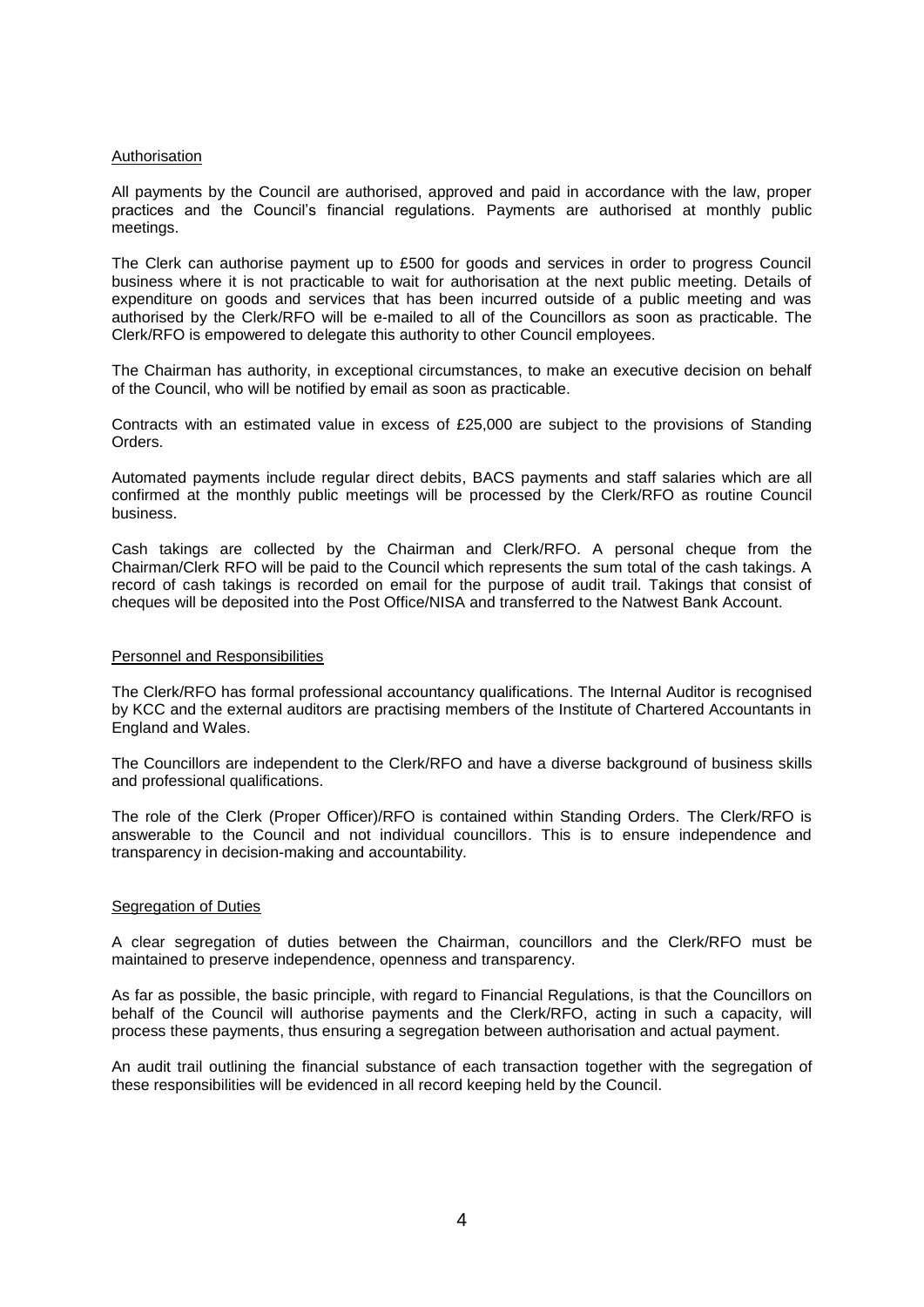## Authorisation

All payments by the Council are authorised, approved and paid in accordance with the law, proper practices and the Council's financial regulations. Payments are authorised at monthly public meetings.

The Clerk can authorise payment up to £500 for goods and services in order to progress Council business where it is not practicable to wait for authorisation at the next public meeting. Details of expenditure on goods and services that has been incurred outside of a public meeting and was authorised by the Clerk/RFO will be e-mailed to all of the Councillors as soon as practicable. The Clerk/RFO is empowered to delegate this authority to other Council employees.

The Chairman has authority, in exceptional circumstances, to make an executive decision on behalf of the Council, who will be notified by email as soon as practicable.

Contracts with an estimated value in excess of £25,000 are subject to the provisions of Standing Orders.

Automated payments include regular direct debits, BACS payments and staff salaries which are all confirmed at the monthly public meetings will be processed by the Clerk/RFO as routine Council business.

Cash takings are collected by the Chairman and Clerk/RFO. A personal cheque from the Chairman/Clerk RFO will be paid to the Council which represents the sum total of the cash takings. A record of cash takings is recorded on email for the purpose of audit trail. Takings that consist of cheques will be deposited into the Post Office/NISA and transferred to the Natwest Bank Account.

## Personnel and Responsibilities

The Clerk/RFO has formal professional accountancy qualifications. The Internal Auditor is recognised by KCC and the external auditors are practising members of the Institute of Chartered Accountants in England and Wales.

The Councillors are independent to the Clerk/RFO and have a diverse background of business skills and professional qualifications.

The role of the Clerk (Proper Officer)/RFO is contained within Standing Orders. The Clerk/RFO is answerable to the Council and not individual councillors. This is to ensure independence and transparency in decision-making and accountability.

## Segregation of Duties

A clear segregation of duties between the Chairman, councillors and the Clerk/RFO must be maintained to preserve independence, openness and transparency.

As far as possible, the basic principle, with regard to Financial Regulations, is that the Councillors on behalf of the Council will authorise payments and the Clerk/RFO, acting in such a capacity, will process these payments, thus ensuring a segregation between authorisation and actual payment.

An audit trail outlining the financial substance of each transaction together with the segregation of these responsibilities will be evidenced in all record keeping held by the Council.